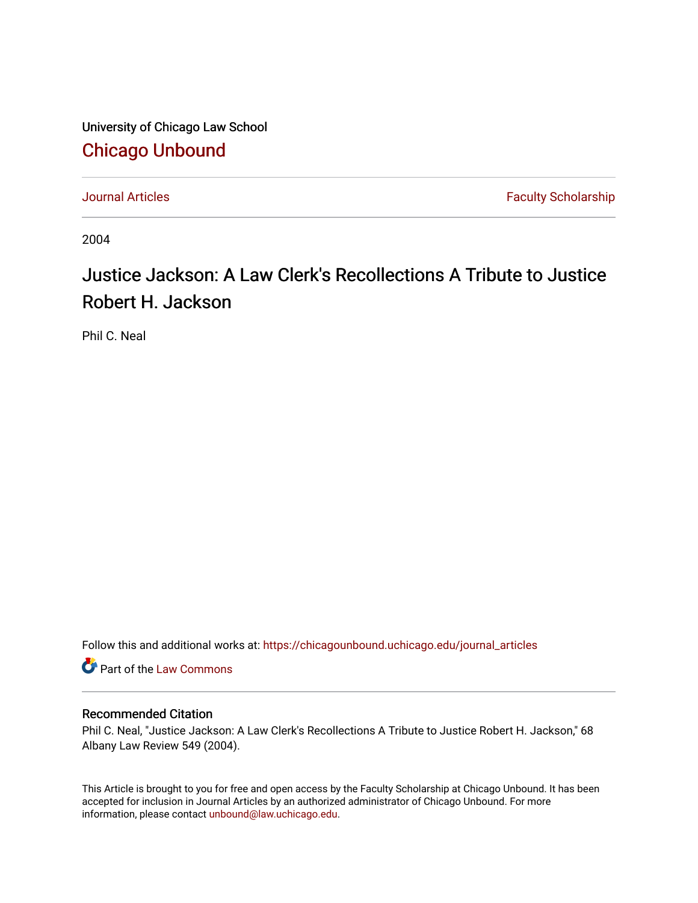University of Chicago Law School

# Chicago Unbound

Journal Articles | Faculty Scholarship

2004

# Justice Jackson: A Law Clerk's Recollections A Tribute to Justice Robert H. Jackson

Phil C. Neal

Follow this and additional works at: https://chicagounbound.uchicago.edu/journal_articles

Part of the Law Commons

### Recommended Citation

Phil C. Neal, "Justice Jackson: A Law Clerk's Recollections A Tribute to Justice Robert H. Jackson," 68 Albany Law Review 549 (2004).

This Article is brought to you for free and open access by the Faculty Scholarship at Chicago Unbound. It has been accepted for inclusion in Journal Articles by an authorized administrator of Chicago Unbound. For more information, please contact unbound@law.uchicago.edu.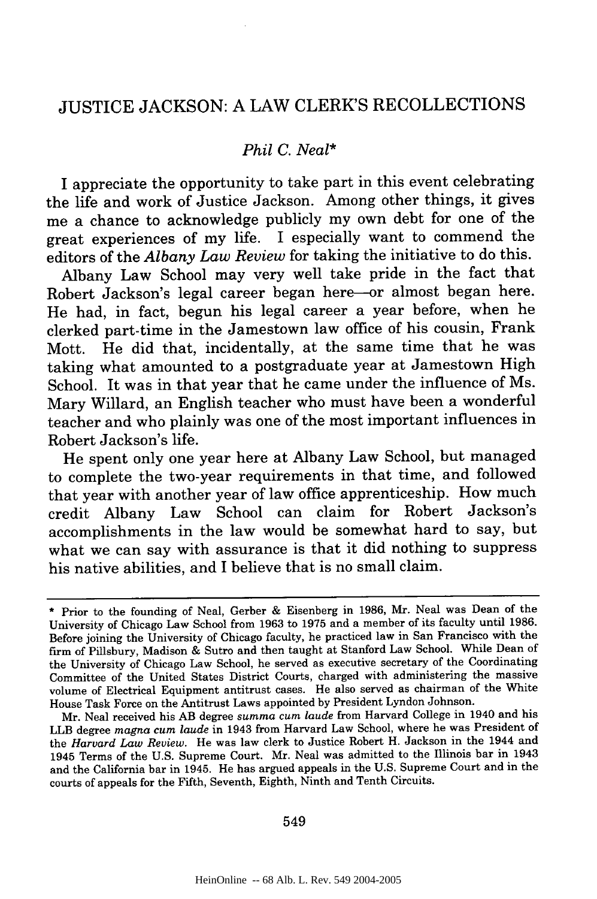# JUSTICE JACKSON: A LAW CLERK'S RECOLLECTIONS

*Phil C. Neal\**

I appreciate the opportunity to take part in this event celebrating the life and work of Justice Jackson. Among other things, it gives me a chance to acknowledge publicly my own debt for one of the great experiences of my life. I especially want to commend the editors of the *Albany Law Review* for taking the initiative to do this.

Albany Law School may very well take pride in the fact that Robert Jackson's legal career began here—or almost began here. He had, in fact, begun his legal career a year before, when he clerked part-time in the Jamestown law office of his cousin, Frank Mott. He did that, incidentally, at the same time that he was taking what amounted to a postgraduate year at Jamestown High School. It was in that year that he came under the influence of Ms. Mary Willard, an English teacher who must have been a wonderful teacher and who plainly was one of the most important influences in Robert Jackson's life.

He spent only one year here at Albany Law School, but managed to complete the two-year requirements in that time, and followed that year with another year of law office apprenticeship. How much credit Albany Law School can claim for Robert Jackson's accomplishments in the law would be somewhat hard to say, but what we can say with assurance is that it did nothing to suppress his native abilities, and I believe that is no small claim.

---

\* Prior to the founding of Neal, Gerber & Eisenberg in 1986, Mr. Neal was Dean of the University of Chicago Law School from 1963 to 1975 and a member of its faculty until 1986. Before joining the University of Chicago faculty, he practiced law in San Francisco with the firm of Pillsbury, Madison & Sutro and then taught at Stanford Law School. While Dean of the University of Chicago Law School, he served as executive secretary of the Coordinating Committee of the United States District Courts, charged with administering the massive volume of Electrical Equipment antitrust cases. He also served as chairman of the White House Task Force on the Antitrust Laws appointed by President Lyndon Johnson.

Mr. Neal received his AB degree *summa cum laude* from Harvard College in 1940 and his LLB degree *magna cum laude* in 1943 from Harvard Law School, where he was President of the *Harvard Law Review*. He was law clerk to Justice Robert H. Jackson in the 1944 and 1945 Terms of the U.S. Supreme Court. Mr. Neal was admitted to the Illinois bar in 1943 and the California bar in 1945. He has argued appeals in the U.S. Supreme Court and in the courts of appeals for the Fifth, Seventh, Eighth, Ninth and Tenth Circuits.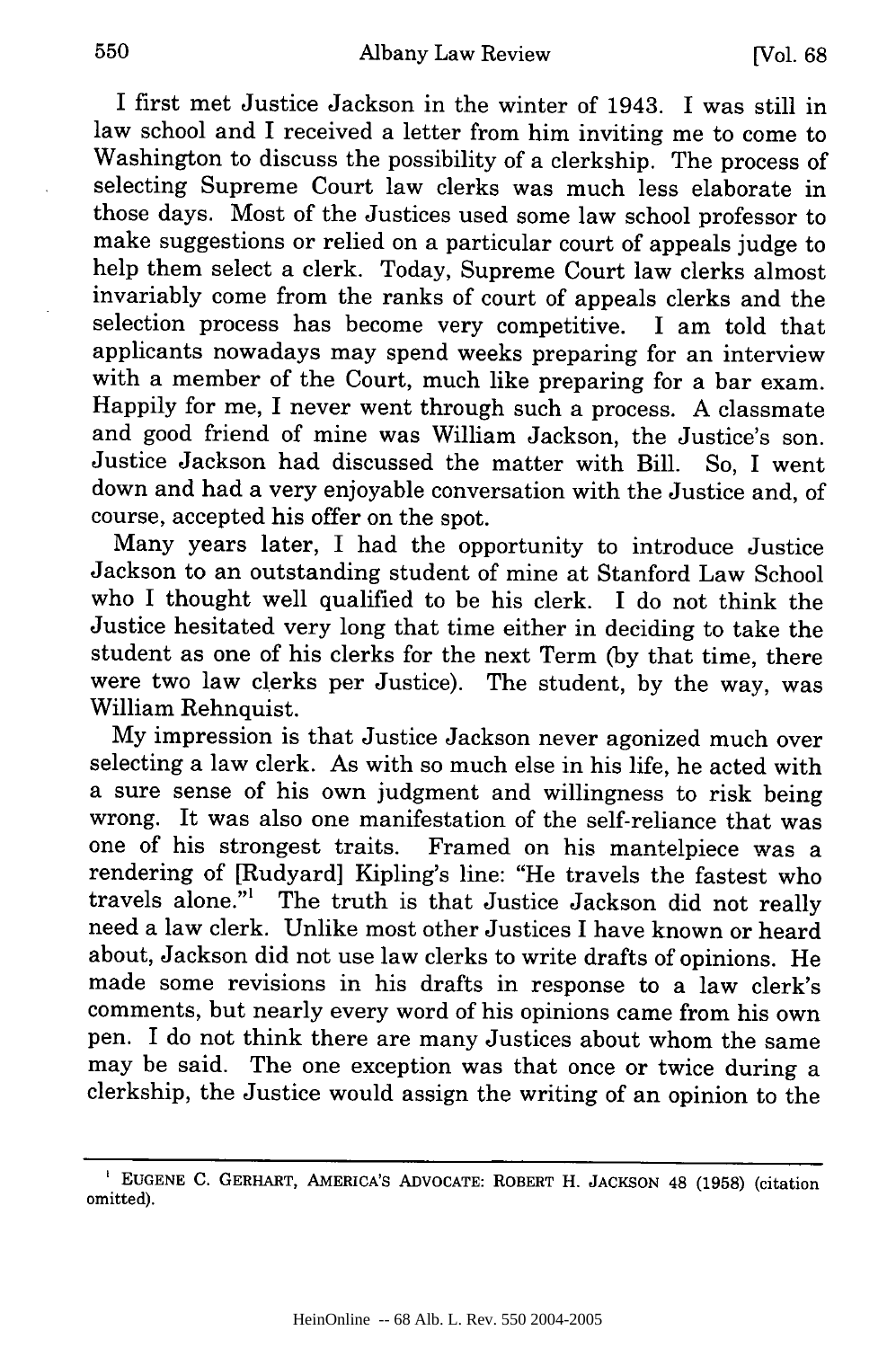I first met Justice Jackson in the winter of 1943. I was still in law school and I received a letter from him inviting me to come to Washington to discuss the possibility of a clerkship. The process of selecting Supreme Court law clerks was much less elaborate in those days. Most of the Justices used some law school professor to make suggestions or relied on a particular court of appeals judge to help them select a clerk. Today, Supreme Court law clerks almost invariably come from the ranks of court of appeals clerks and the selection process has become very competitive. I am told that applicants nowadays may spend weeks preparing for an interview with a member of the Court, much like preparing for a bar exam. Happily for me, I never went through such a process. A classmate and good friend of mine was William Jackson, the Justice's son. Justice Jackson had discussed the matter with Bill. So, I went down and had a very enjoyable conversation with the Justice and, of course, accepted his offer on the spot.

Many years later, I had the opportunity to introduce Justice Jackson to an outstanding student of mine at Stanford Law School who I thought well qualified to be his clerk. I do not think the Justice hesitated very long that time either in deciding to take the student as one of his clerks for the next Term (by that time, there were two law clerks per Justice). The student, by the way, was William Rehnquist.

My impression is that Justice Jackson never agonized much over selecting a law clerk. As with so much else in his life, he acted with a sure sense of his own judgment and willingness to risk being wrong. It was also one manifestation of the self-reliance that was one of his strongest traits. Framed on his mantelpiece was a rendering of [Rudyard] Kipling's line: "He travels the fastest who travels alone."[1] The truth is that Justice Jackson did not really need a law clerk. Unlike most other Justices I have known or heard about, Jackson did not use law clerks to write drafts of opinions. He made some revisions in his drafts in response to a law clerk's comments, but nearly every word of his opinions came from his own pen. I do not think there are many Justices about whom the same may be said. The one exception was that once or twice during a clerkship, the Justice would assign the writing of an opinion to the

---

[1] EUGENE C. GERHART, AMERICA'S ADVOCATE: ROBERT H. JACKSON 48 (1958) (citation omitted).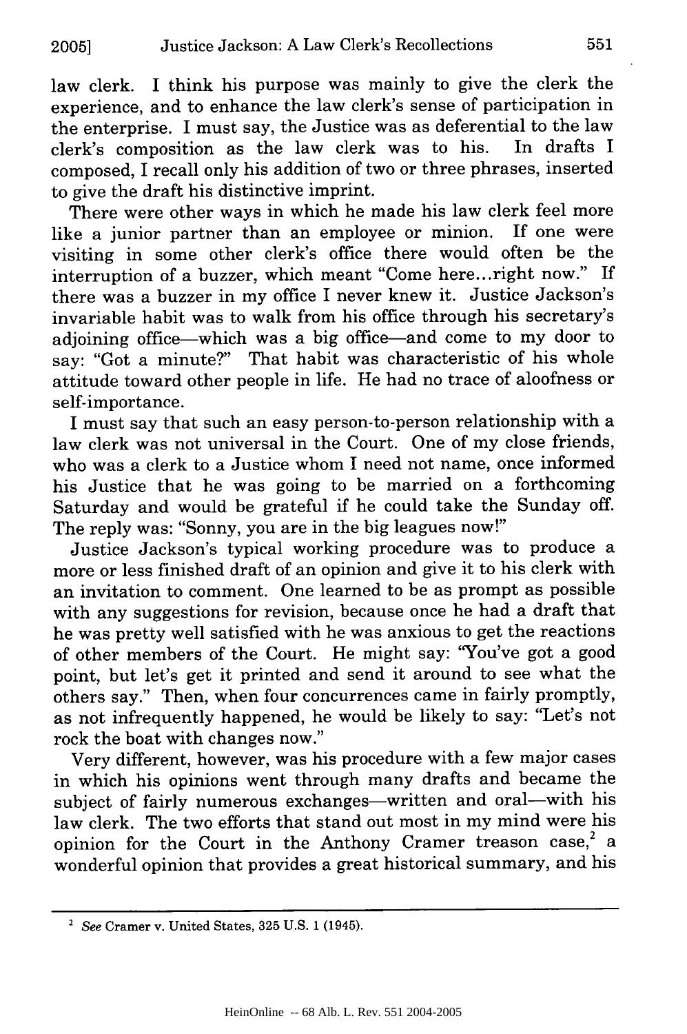law clerk. I think his purpose was mainly to give the clerk the experience, and to enhance the law clerk's sense of participation in the enterprise. I must say, the Justice was as deferential to the law clerk's composition as the law clerk was to his. In drafts I composed, I recall only his addition of two or three phrases, inserted to give the draft his distinctive imprint.

There were other ways in which he made his law clerk feel more like a junior partner than an employee or minion. If one were visiting in some other clerk's office there would often be the interruption of a buzzer, which meant "Come here...right now." If there was a buzzer in my office I never knew it. Justice Jackson's invariable habit was to walk from his office through his secretary's adjoining office—which was a big office—and come to my door to say: "Got a minute?" That habit was characteristic of his whole attitude toward other people in life. He had no trace of aloofness or self-importance.

I must say that such an easy person-to-person relationship with a law clerk was not universal in the Court. One of my close friends, who was a clerk to a Justice whom I need not name, once informed his Justice that he was going to be married on a forthcoming Saturday and would be grateful if he could take the Sunday off. The reply was: "Sonny, you are in the big leagues now!"

Justice Jackson's typical working procedure was to produce a more or less finished draft of an opinion and give it to his clerk with an invitation to comment. One learned to be as prompt as possible with any suggestions for revision, because once he had a draft that he was pretty well satisfied with he was anxious to get the reactions of other members of the Court. He might say: "You've got a good point, but let's get it printed and send it around to see what the others say." Then, when four concurrences came in fairly promptly, as not infrequently happened, he would be likely to say: "Let's not rock the boat with changes now."

Very different, however, was his procedure with a few major cases in which his opinions went through many drafts and became the subject of fairly numerous exchanges—written and oral—with his law clerk. The two efforts that stand out most in my mind were his opinion for the Court in the Anthony Cramer treason case,[2] a wonderful opinion that provides a great historical summary, and his

[2] *See* Cramer v. United States, 325 U.S. 1 (1945).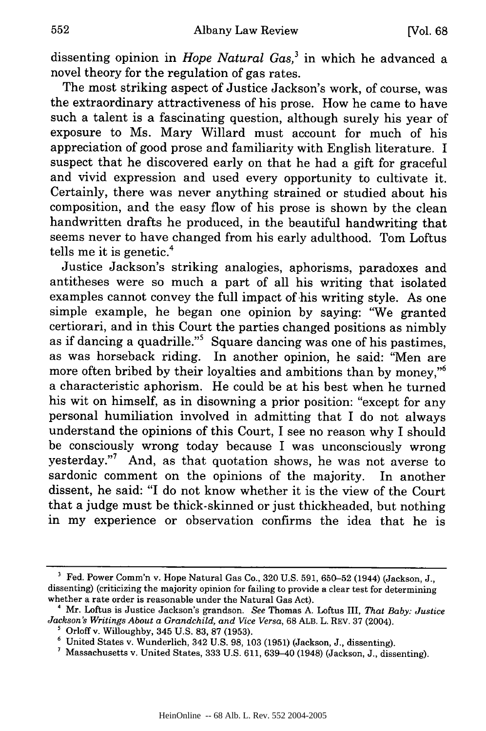dissenting opinion in *Hope Natural Gas*,[3] in which he advanced a novel theory for the regulation of gas rates.

The most striking aspect of Justice Jackson's work, of course, was the extraordinary attractiveness of his prose. How he came to have such a talent is a fascinating question, although surely his year of exposure to Ms. Mary Willard must account for much of his appreciation of good prose and familiarity with English literature. I suspect that he discovered early on that he had a gift for graceful and vivid expression and used every opportunity to cultivate it. Certainly, there was never anything strained or studied about his composition, and the easy flow of his prose is shown by the clean handwritten drafts he produced, in the beautiful handwriting that seems never to have changed from his early adulthood. Tom Loftus tells me it is genetic.[4]

Justice Jackson's striking analogies, aphorisms, paradoxes and antitheses were so much a part of all his writing that isolated examples cannot convey the full impact of his writing style. As one simple example, he began one opinion by saying: "We granted certiorari, and in this Court the parties changed positions as nimbly as if dancing a quadrille."[5] Square dancing was one of his pastimes, as was horseback riding. In another opinion, he said: "Men are more often bribed by their loyalties and ambitions than by money,"[6] a characteristic aphorism. He could be at his best when he turned his wit on himself, as in disowning a prior position: "except for any personal humiliation involved in admitting that I do not always understand the opinions of this Court, I see no reason why I should be consciously wrong today because I was unconsciously wrong yesterday."[7] And, as that quotation shows, he was not averse to sardonic comment on the opinions of the majority. In another dissent, he said: "I do not know whether it is the view of the Court that a judge must be thick-skinned or just thickheaded, but nothing in my experience or observation confirms the idea that he is

---

[3] Fed. Power Comm'n v. Hope Natural Gas Co., 320 U.S. 591, 650–52 (1944) (Jackson, J., dissenting) (criticizing the majority opinion for failing to provide a clear test for determining whether a rate order is reasonable under the Natural Gas Act).

[4] Mr. Loftus is Justice Jackson's grandson. *See* Thomas A. Loftus III, *That Baby: Justice Jackson's Writings About a Grandchild, and Vice Versa*, 68 ALB. L. REV. 37 (2004).

[5] Orloff v. Willoughby, 345 U.S. 83, 87 (1953).

[6] United States v. Wunderlich, 342 U.S. 98, 103 (1951) (Jackson, J., dissenting).

[7] Massachusetts v. United States, 333 U.S. 611, 639–40 (1948) (Jackson, J., dissenting).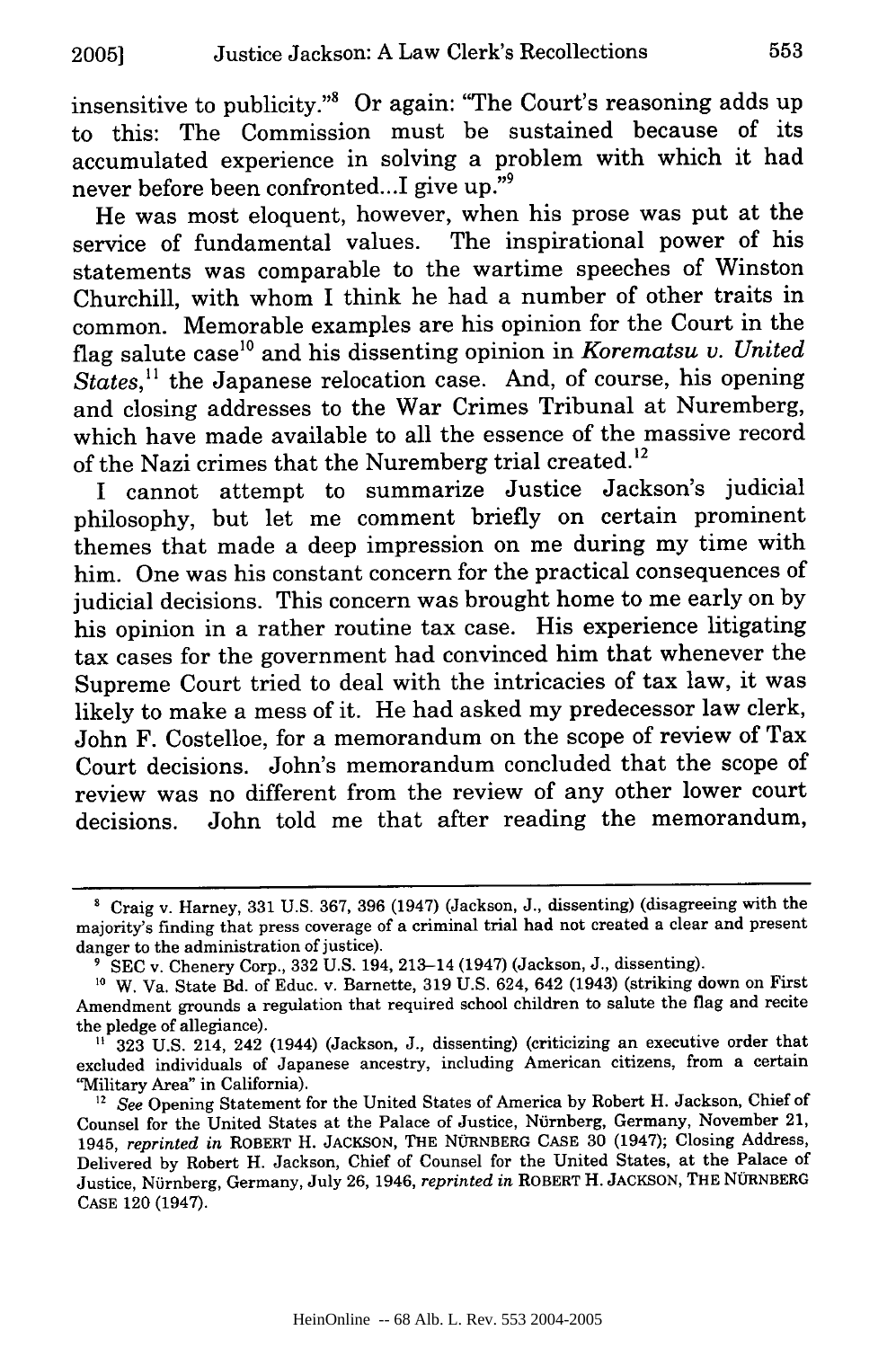insensitive to publicity."[8] Or again: "The Court's reasoning adds up to this: The Commission must be sustained because of its accumulated experience in solving a problem with which it had never before been confronted...I give up."[9]

He was most eloquent, however, when his prose was put at the service of fundamental values. The inspirational power of his statements was comparable to the wartime speeches of Winston Churchill, with whom I think he had a number of other traits in common. Memorable examples are his opinion for the Court in the flag salute case[10] and his dissenting opinion in *Korematsu v. United States*,[11] the Japanese relocation case. And, of course, his opening and closing addresses to the War Crimes Tribunal at Nuremberg, which have made available to all the essence of the massive record of the Nazi crimes that the Nuremberg trial created.[12]

I cannot attempt to summarize Justice Jackson's judicial philosophy, but let me comment briefly on certain prominent themes that made a deep impression on me during my time with him. One was his constant concern for the practical consequences of judicial decisions. This concern was brought home to me early on by his opinion in a rather routine tax case. His experience litigating tax cases for the government had convinced him that whenever the Supreme Court tried to deal with the intricacies of tax law, it was likely to make a mess of it. He had asked my predecessor law clerk, John F. Costelloe, for a memorandum on the scope of review of Tax Court decisions. John's memorandum concluded that the scope of review was no different from the review of any other lower court decisions. John told me that after reading the memorandum,

---

[8] Craig v. Harney, 331 U.S. 367, 396 (1947) (Jackson, J., dissenting) (disagreeing with the majority's finding that press coverage of a criminal trial had not created a clear and present danger to the administration of justice).

[9] SEC v. Chenery Corp., 332 U.S. 194, 213–14 (1947) (Jackson, J., dissenting).

[10] W. Va. State Bd. of Educ. v. Barnette, 319 U.S. 624, 642 (1943) (striking down on First Amendment grounds a regulation that required school children to salute the flag and recite the pledge of allegiance).

[11] 323 U.S. 214, 242 (1944) (Jackson, J., dissenting) (criticizing an executive order that excluded individuals of Japanese ancestry, including American citizens, from a certain "Military Area" in California).

[12] *See* Opening Statement for the United States of America by Robert H. Jackson, Chief of Counsel for the United States at the Palace of Justice, Nürnberg, Germany, November 21, 1945, *reprinted in* ROBERT H. JACKSON, THE NÜRNBERG CASE 30 (1947); Closing Address, Delivered by Robert H. Jackson, Chief of Counsel for the United States, at the Palace of Justice, Nürnberg, Germany, July 26, 1946, *reprinted in* ROBERT H. JACKSON, THE NÜRNBERG CASE 120 (1947).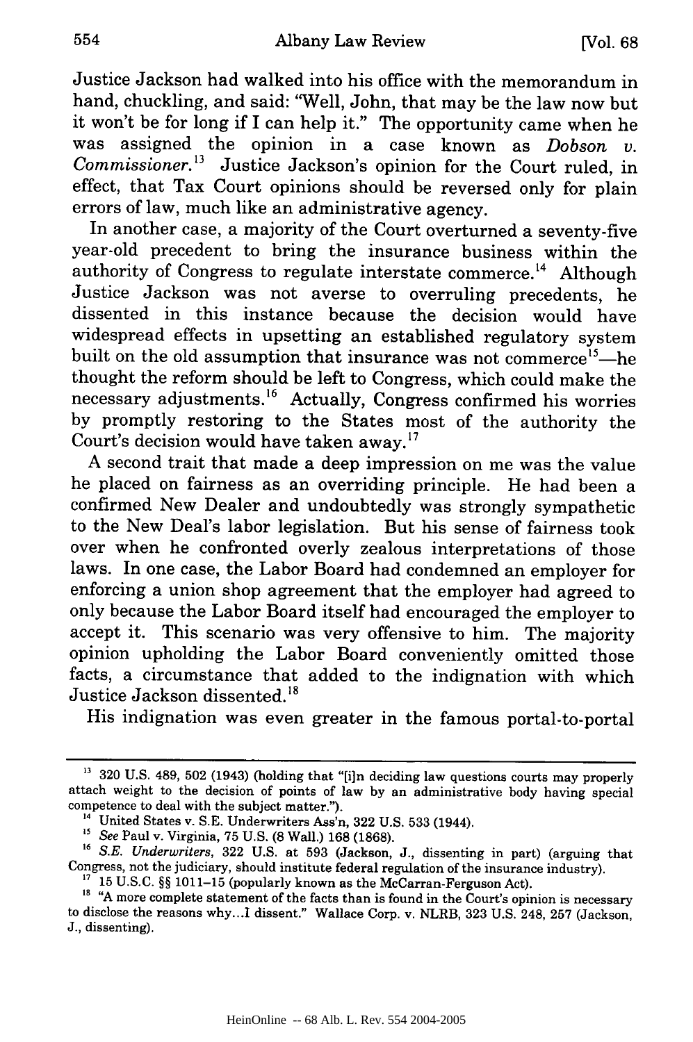Justice Jackson had walked into his office with the memorandum in hand, chuckling, and said: "Well, John, that may be the law now but it won't be for long if I can help it." The opportunity came when he was assigned the opinion in a case known as *Dobson v. Commissioner.*[13] Justice Jackson's opinion for the Court ruled, in effect, that Tax Court opinions should be reversed only for plain errors of law, much like an administrative agency.

In another case, a majority of the Court overturned a seventy-five year-old precedent to bring the insurance business within the authority of Congress to regulate interstate commerce.[14] Although Justice Jackson was not averse to overruling precedents, he dissented in this instance because the decision would have widespread effects in upsetting an established regulatory system built on the old assumption that insurance was not commerce[15]—he thought the reform should be left to Congress, which could make the necessary adjustments.[16] Actually, Congress confirmed his worries by promptly restoring to the States most of the authority the Court's decision would have taken away.[17]

A second trait that made a deep impression on me was the value he placed on fairness as an overriding principle. He had been a confirmed New Dealer and undoubtedly was strongly sympathetic to the New Deal's labor legislation. But his sense of fairness took over when he confronted overly zealous interpretations of those laws. In one case, the Labor Board had condemned an employer for enforcing a union shop agreement that the employer had agreed to only because the Labor Board itself had encouraged the employer to accept it. This scenario was very offensive to him. The majority opinion upholding the Labor Board conveniently omitted those facts, a circumstance that added to the indignation with which Justice Jackson dissented.[18]

His indignation was even greater in the famous portal-to-portal

---

[13] 320 U.S. 489, 502 (1943) (holding that "[i]n deciding law questions courts may properly attach weight to the decision of points of law by an administrative body having special competence to deal with the subject matter.").

[14] United States v. S.E. Underwriters Ass'n, 322 U.S. 533 (1944).

[15] *See* Paul v. Virginia, 75 U.S. (8 Wall.) 168 (1868).

[16] *S.E. Underwriters*, 322 U.S. at 593 (Jackson, J., dissenting in part) (arguing that Congress, not the judiciary, should institute federal regulation of the insurance industry).

[17] 15 U.S.C. §§ 1011–15 (popularly known as the McCarran-Ferguson Act).

[18] "A more complete statement of the facts than is found in the Court's opinion is necessary to disclose the reasons why...I dissent." Wallace Corp. v. NLRB, 323 U.S. 248, 257 (Jackson, J., dissenting).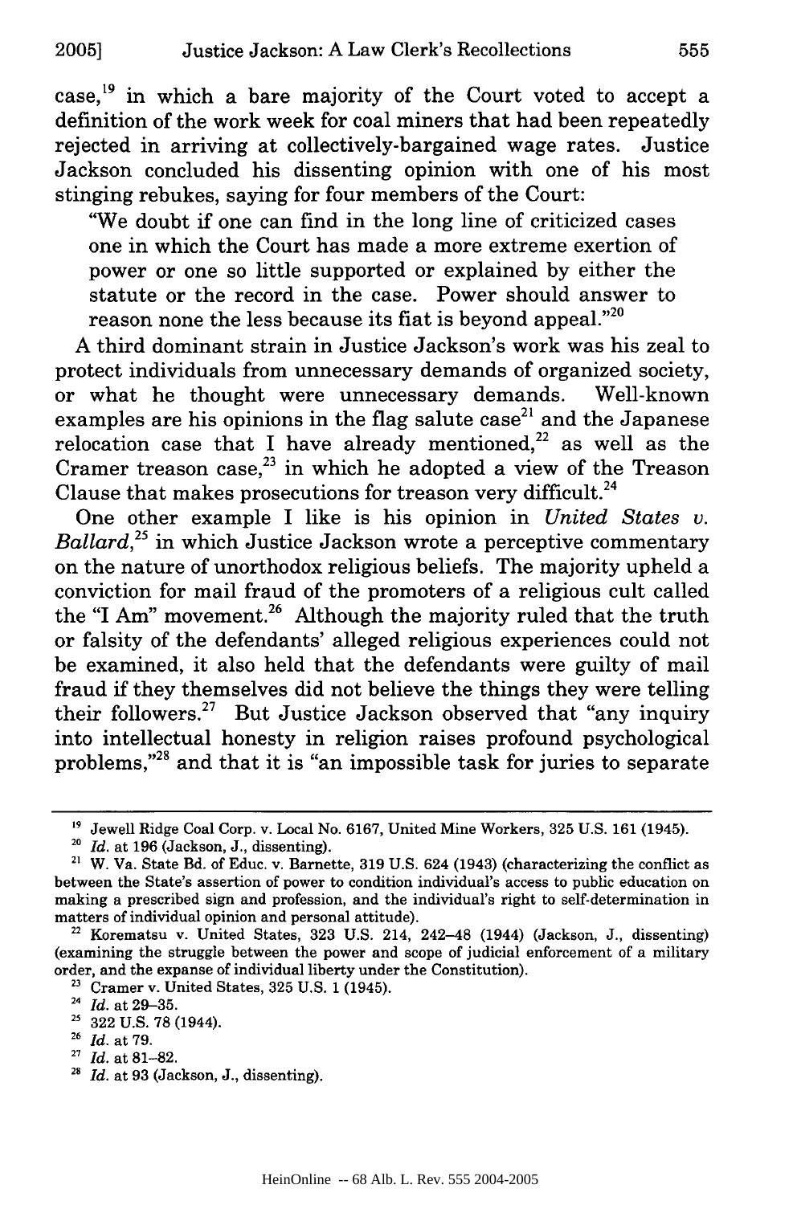case,[19] in which a bare majority of the Court voted to accept a definition of the work week for coal miners that had been repeatedly rejected in arriving at collectively-bargained wage rates. Justice Jackson concluded his dissenting opinion with one of his most stinging rebukes, saying for four members of the Court:

> "We doubt if one can find in the long line of criticized cases one in which the Court has made a more extreme exertion of power or one so little supported or explained by either the statute or the record in the case. Power should answer to reason none the less because its fiat is beyond appeal."[20]

A third dominant strain in Justice Jackson's work was his zeal to protect individuals from unnecessary demands of organized society, or what he thought were unnecessary demands. Well-known examples are his opinions in the flag salute case[21] and the Japanese relocation case that I have already mentioned,[22] as well as the Cramer treason case,[23] in which he adopted a view of the Treason Clause that makes prosecutions for treason very difficult.[24]

One other example I like is his opinion in *United States v. Ballard*,[25] in which Justice Jackson wrote a perceptive commentary on the nature of unorthodox religious beliefs. The majority upheld a conviction for mail fraud of the promoters of a religious cult called the "I Am" movement.[26] Although the majority ruled that the truth or falsity of the defendants' alleged religious experiences could not be examined, it also held that the defendants were guilty of mail fraud if they themselves did not believe the things they were telling their followers.[27] But Justice Jackson observed that "any inquiry into intellectual honesty in religion raises profound psychological problems,"[28] and that it is "an impossible task for juries to separate

---

[19] Jewell Ridge Coal Corp. v. Local No. 6167, United Mine Workers, 325 U.S. 161 (1945).

[20] *Id.* at 196 (Jackson, J., dissenting).

[21] W. Va. State Bd. of Educ. v. Barnette, 319 U.S. 624 (1943) (characterizing the conflict as between the State's assertion of power to condition individual's access to public education on making a prescribed sign and profession, and the individual's right to self-determination in matters of individual opinion and personal attitude).

[22] Korematsu v. United States, 323 U.S. 214, 242–48 (1944) (Jackson, J., dissenting) (examining the struggle between the power and scope of judicial enforcement of a military order, and the expanse of individual liberty under the Constitution).

[23] Cramer v. United States, 325 U.S. 1 (1945).

[24] *Id.* at 29–35.

[25] 322 U.S. 78 (1944).

[26] *Id.* at 79.

[27] *Id.* at 81–82.

[28] *Id.* at 93 (Jackson, J., dissenting).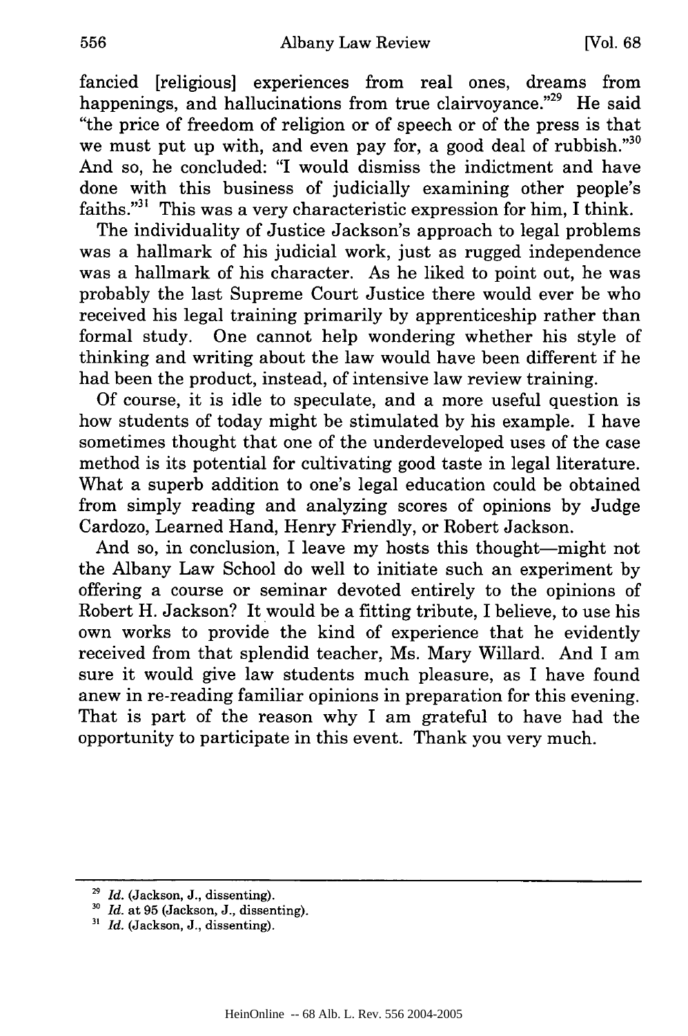fancied [religious] experiences from real ones, dreams from happenings, and hallucinations from true clairvoyance."[29] He said "the price of freedom of religion or of speech or of the press is that we must put up with, and even pay for, a good deal of rubbish."[30] And so, he concluded: "I would dismiss the indictment and have done with this business of judicially examining other people's faiths."[31] This was a very characteristic expression for him, I think.

The individuality of Justice Jackson's approach to legal problems was a hallmark of his judicial work, just as rugged independence was a hallmark of his character. As he liked to point out, he was probably the last Supreme Court Justice there would ever be who received his legal training primarily by apprenticeship rather than formal study. One cannot help wondering whether his style of thinking and writing about the law would have been different if he had been the product, instead, of intensive law review training.

Of course, it is idle to speculate, and a more useful question is how students of today might be stimulated by his example. I have sometimes thought that one of the underdeveloped uses of the case method is its potential for cultivating good taste in legal literature. What a superb addition to one's legal education could be obtained from simply reading and analyzing scores of opinions by Judge Cardozo, Learned Hand, Henry Friendly, or Robert Jackson.

And so, in conclusion, I leave my hosts this thought—might not the Albany Law School do well to initiate such an experiment by offering a course or seminar devoted entirely to the opinions of Robert H. Jackson? It would be a fitting tribute, I believe, to use his own works to provide the kind of experience that he evidently received from that splendid teacher, Ms. Mary Willard. And I am sure it would give law students much pleasure, as I have found anew in re-reading familiar opinions in preparation for this evening. That is part of the reason why I am grateful to have had the opportunity to participate in this event. Thank you very much.

---

[29] *Id.* (Jackson, J., dissenting).

[30] *Id.* at 95 (Jackson, J., dissenting).

[31] *Id.* (Jackson, J., dissenting).